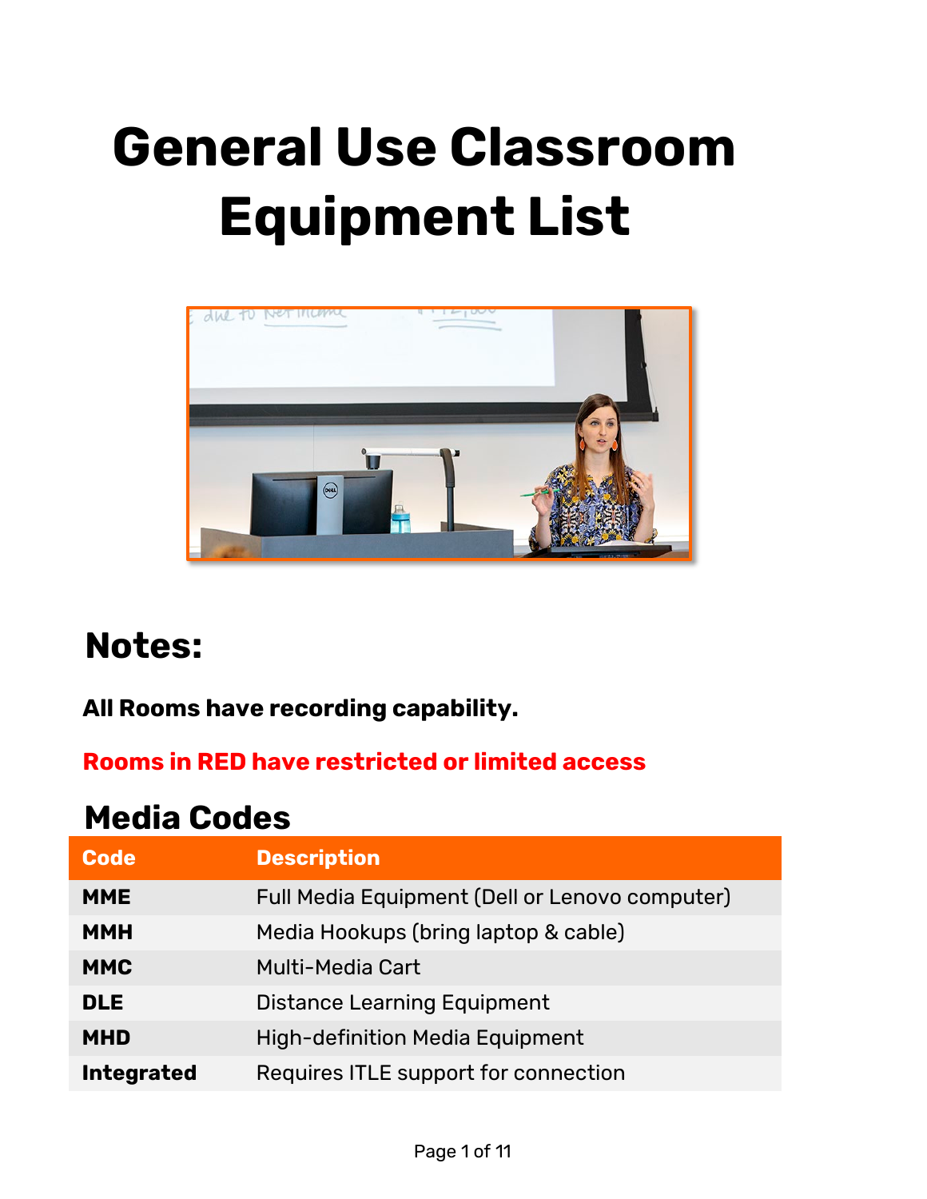# General Use Classroom Equipment List

## Notes:

**All Rooms have recording capability.**

**Rooms in RED have restricted or limited access**

## Media Codes

| Code | Description |
| --- | --- |
| **MME** | Full Media Equipment (Dell or Lenovo computer) |
| **MMH** | Media Hookups (bring laptop & cable) |
| **MMC** | Multi-Media Cart |
| **DLE** | Distance Learning Equipment |
| **MHD** | High-definition Media Equipment |
| **Integrated** | Requires ITLE support for connection |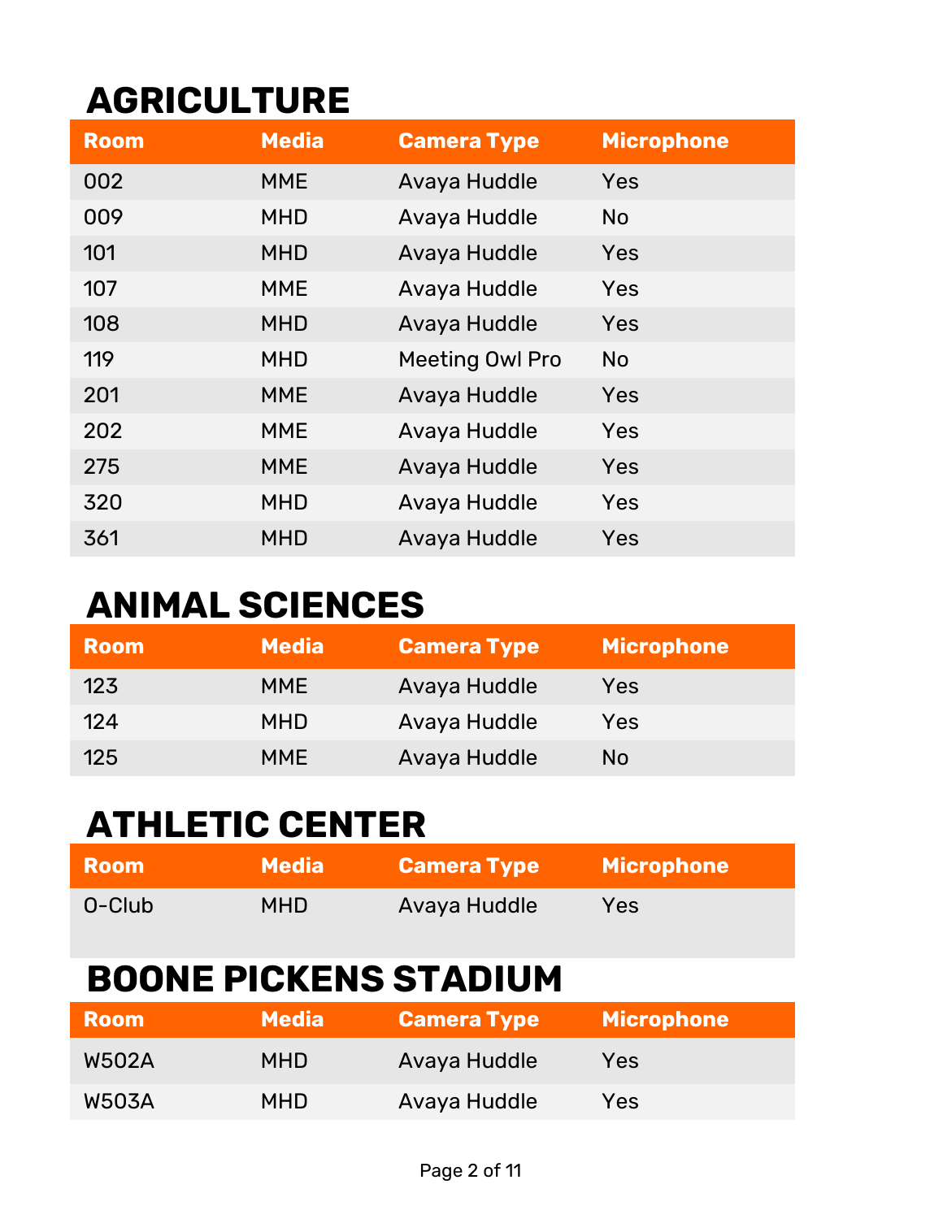# AGRICULTURE

| Room | Media | Camera Type | Microphone |
|---|---|---|---|
| 002 | MME | Avaya Huddle | Yes |
| 009 | MHD | Avaya Huddle | No |
| 101 | MHD | Avaya Huddle | Yes |
| 107 | MME | Avaya Huddle | Yes |
| 108 | MHD | Avaya Huddle | Yes |
| 119 | MHD | Meeting Owl Pro | No |
| 201 | MME | Avaya Huddle | Yes |
| 202 | MME | Avaya Huddle | Yes |
| 275 | MME | Avaya Huddle | Yes |
| 320 | MHD | Avaya Huddle | Yes |
| 361 | MHD | Avaya Huddle | Yes |

# ANIMAL SCIENCES

| Room | Media | Camera Type | Microphone |
|---|---|---|---|
| 123 | MME | Avaya Huddle | Yes |
| 124 | MHD | Avaya Huddle | Yes |
| 125 | MME | Avaya Huddle | No |

# ATHLETIC CENTER

| Room | Media | Camera Type | Microphone |
|---|---|---|---|
| O-Club | MHD | Avaya Huddle | Yes |

# BOONE PICKENS STADIUM

| Room | Media | Camera Type | Microphone |
|---|---|---|---|
| W502A | MHD | Avaya Huddle | Yes |
| W503A | MHD | Avaya Huddle | Yes |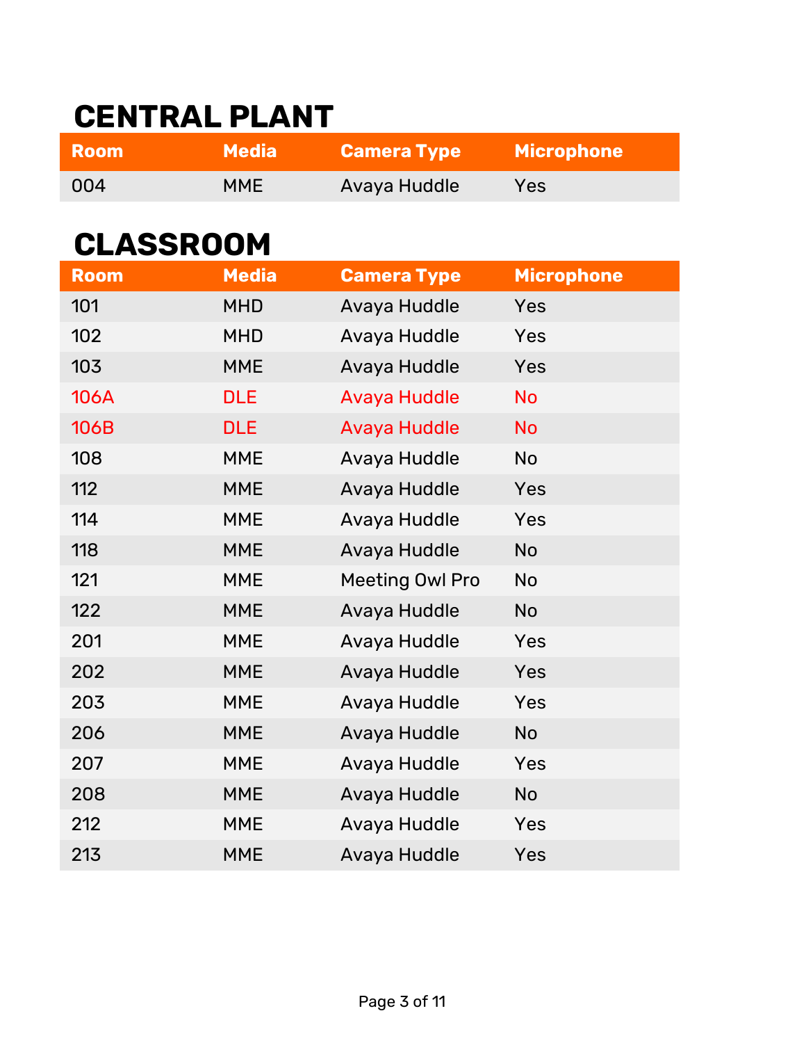## CENTRAL PLANT

| Room | Media | Camera Type | Microphone |
|---|---|---|---|
| 004 | MME | Avaya Huddle | Yes |

## CLASSROOM

| Room | Media | Camera Type | Microphone |
|---|---|---|---|
| 101 | MHD | Avaya Huddle | Yes |
| 102 | MHD | Avaya Huddle | Yes |
| 103 | MME | Avaya Huddle | Yes |
| 106A | DLE | Avaya Huddle | No |
| 106B | DLE | Avaya Huddle | No |
| 108 | MME | Avaya Huddle | No |
| 112 | MME | Avaya Huddle | Yes |
| 114 | MME | Avaya Huddle | Yes |
| 118 | MME | Avaya Huddle | No |
| 121 | MME | Meeting Owl Pro | No |
| 122 | MME | Avaya Huddle | No |
| 201 | MME | Avaya Huddle | Yes |
| 202 | MME | Avaya Huddle | Yes |
| 203 | MME | Avaya Huddle | Yes |
| 206 | MME | Avaya Huddle | No |
| 207 | MME | Avaya Huddle | Yes |
| 208 | MME | Avaya Huddle | No |
| 212 | MME | Avaya Huddle | Yes |
| 213 | MME | Avaya Huddle | Yes |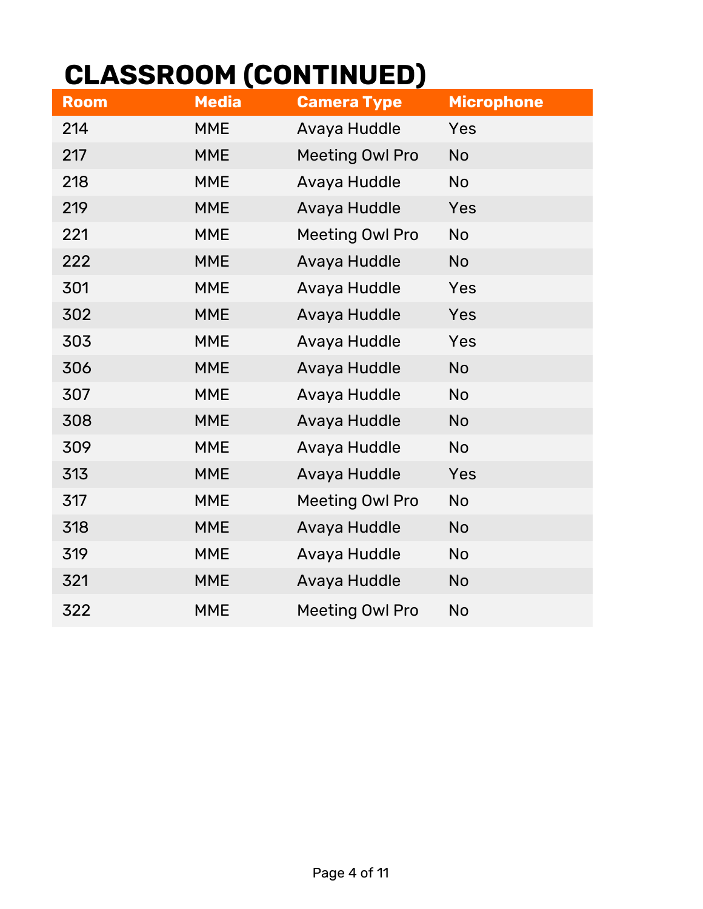# CLASSROOM (CONTINUED)

| Room | Media | Camera Type | Microphone |
| --- | --- | --- | --- |
| 214 | MME | Avaya Huddle | Yes |
| 217 | MME | Meeting Owl Pro | No |
| 218 | MME | Avaya Huddle | No |
| 219 | MME | Avaya Huddle | Yes |
| 221 | MME | Meeting Owl Pro | No |
| 222 | MME | Avaya Huddle | No |
| 301 | MME | Avaya Huddle | Yes |
| 302 | MME | Avaya Huddle | Yes |
| 303 | MME | Avaya Huddle | Yes |
| 306 | MME | Avaya Huddle | No |
| 307 | MME | Avaya Huddle | No |
| 308 | MME | Avaya Huddle | No |
| 309 | MME | Avaya Huddle | No |
| 313 | MME | Avaya Huddle | Yes |
| 317 | MME | Meeting Owl Pro | No |
| 318 | MME | Avaya Huddle | No |
| 319 | MME | Avaya Huddle | No |
| 321 | MME | Avaya Huddle | No |
| 322 | MME | Meeting Owl Pro | No |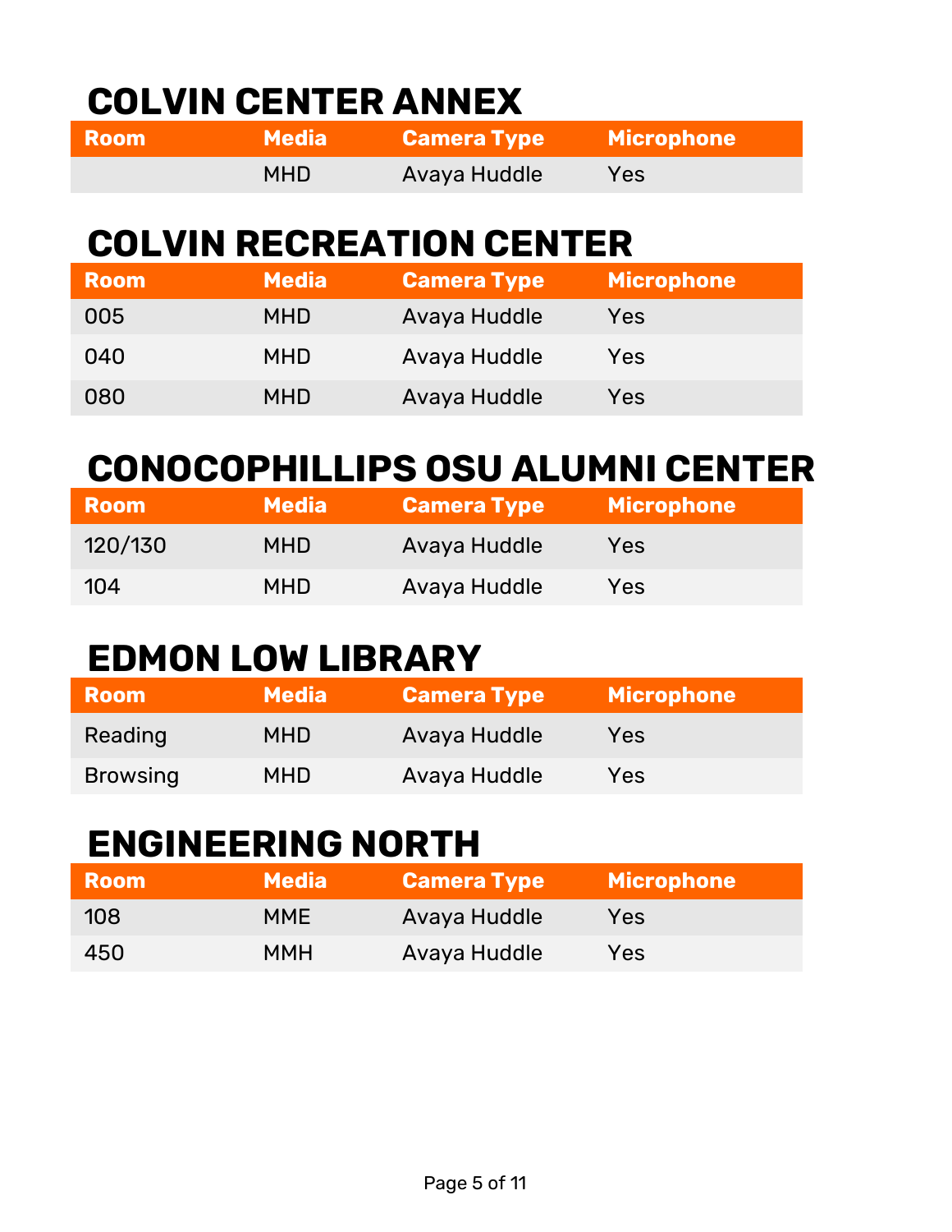## COLVIN CENTER ANNEX

| Room | Media | Camera Type | Microphone |
|---|---|---|---|
| | MHD | Avaya Huddle | Yes |

## COLVIN RECREATION CENTER

| Room | Media | Camera Type | Microphone |
|---|---|---|---|
| 005 | MHD | Avaya Huddle | Yes |
| 040 | MHD | Avaya Huddle | Yes |
| 080 | MHD | Avaya Huddle | Yes |

## CONOCOPHILLIPS OSU ALUMNI CENTER

| Room | Media | Camera Type | Microphone |
|---|---|---|---|
| 120/130 | MHD | Avaya Huddle | Yes |
| 104 | MHD | Avaya Huddle | Yes |

## EDMON LOW LIBRARY

| Room | Media | Camera Type | Microphone |
|---|---|---|---|
| Reading | MHD | Avaya Huddle | Yes |
| Browsing | MHD | Avaya Huddle | Yes |

## ENGINEERING NORTH

| Room | Media | Camera Type | Microphone |
|---|---|---|---|
| 108 | MME | Avaya Huddle | Yes |
| 450 | MMH | Avaya Huddle | Yes |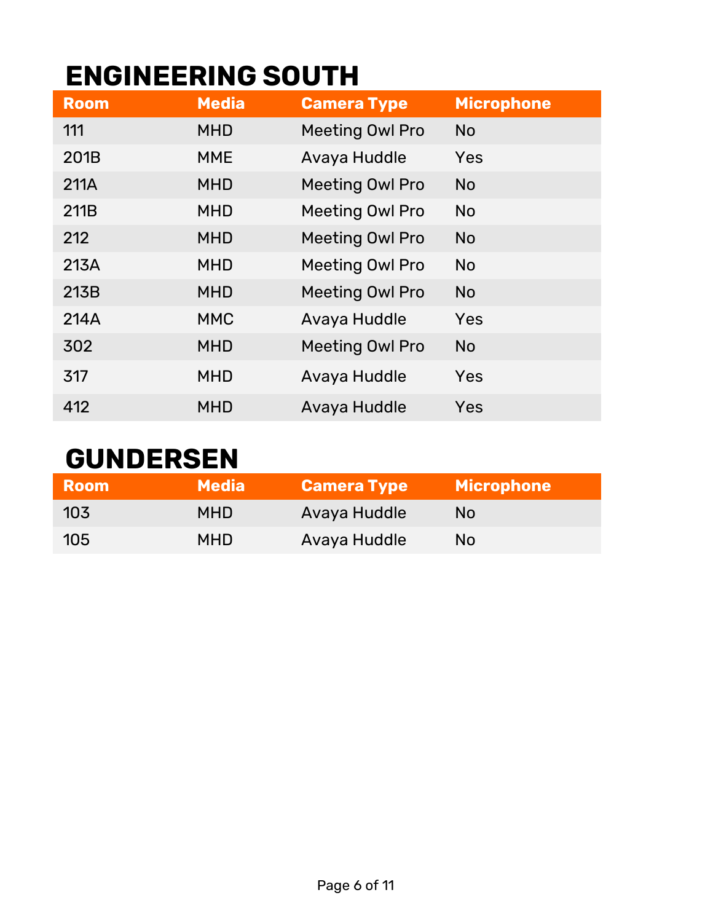# ENGINEERING SOUTH

| Room | Media | Camera Type | Microphone |
|---|---|---|---|
| 111 | MHD | Meeting Owl Pro | No |
| 201B | MME | Avaya Huddle | Yes |
| 211A | MHD | Meeting Owl Pro | No |
| 211B | MHD | Meeting Owl Pro | No |
| 212 | MHD | Meeting Owl Pro | No |
| 213A | MHD | Meeting Owl Pro | No |
| 213B | MHD | Meeting Owl Pro | No |
| 214A | MMC | Avaya Huddle | Yes |
| 302 | MHD | Meeting Owl Pro | No |
| 317 | MHD | Avaya Huddle | Yes |
| 412 | MHD | Avaya Huddle | Yes |

# GUNDERSEN

| Room | Media | Camera Type | Microphone |
|---|---|---|---|
| 103 | MHD | Avaya Huddle | No |
| 105 | MHD | Avaya Huddle | No |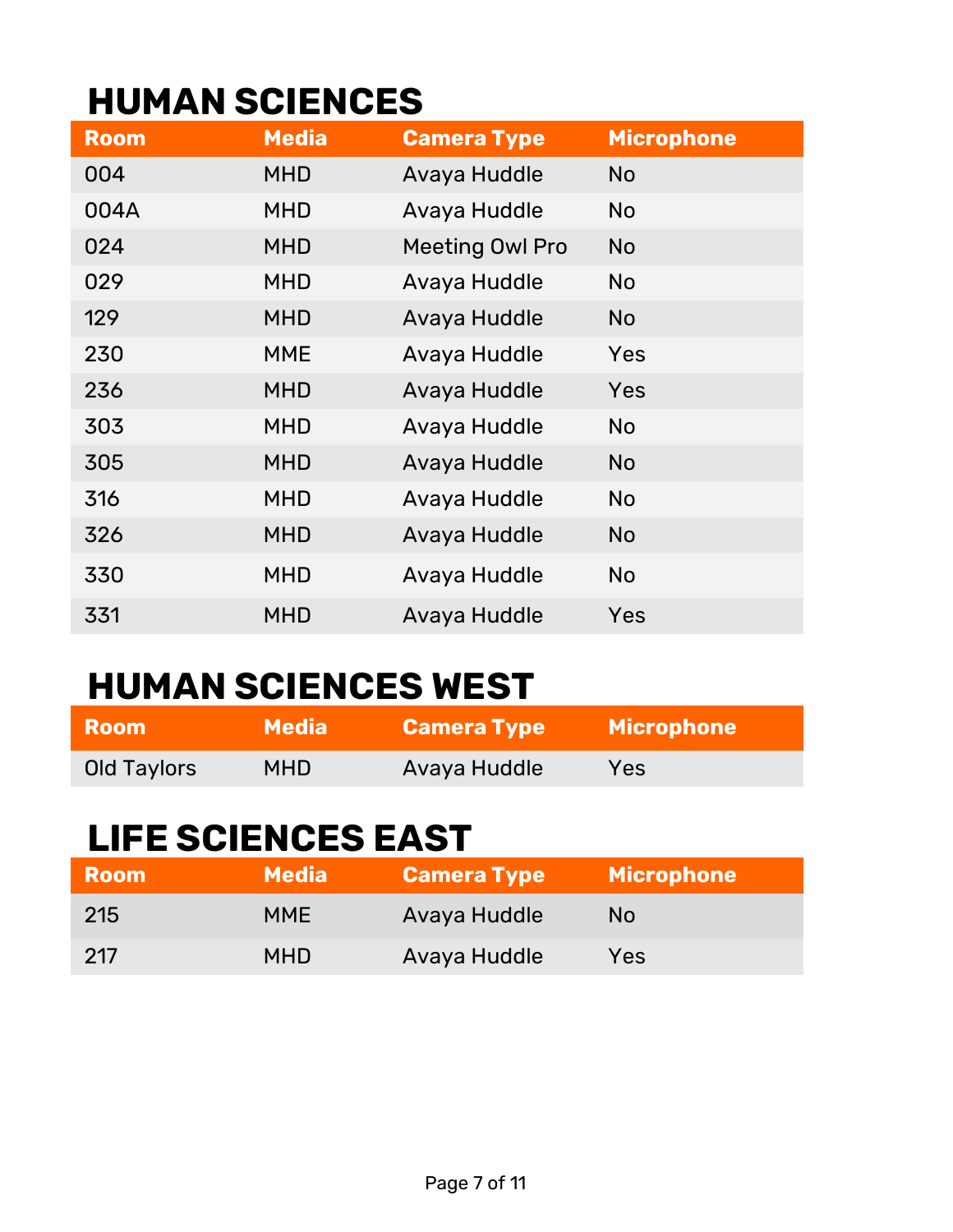# HUMAN SCIENCES

| Room | Media | Camera Type | Microphone |
|---|---|---|---|
| 004 | MHD | Avaya Huddle | No |
| 004A | MHD | Avaya Huddle | No |
| 024 | MHD | Meeting Owl Pro | No |
| 029 | MHD | Avaya Huddle | No |
| 129 | MHD | Avaya Huddle | No |
| 230 | MME | Avaya Huddle | Yes |
| 236 | MHD | Avaya Huddle | Yes |
| 303 | MHD | Avaya Huddle | No |
| 305 | MHD | Avaya Huddle | No |
| 316 | MHD | Avaya Huddle | No |
| 326 | MHD | Avaya Huddle | No |
| 330 | MHD | Avaya Huddle | No |
| 331 | MHD | Avaya Huddle | Yes |

# HUMAN SCIENCES WEST

| Room | Media | Camera Type | Microphone |
|---|---|---|---|
| Old Taylors | MHD | Avaya Huddle | Yes |

# LIFE SCIENCES EAST

| Room | Media | Camera Type | Microphone |
|---|---|---|---|
| 215 | MME | Avaya Huddle | No |
| 217 | MHD | Avaya Huddle | Yes |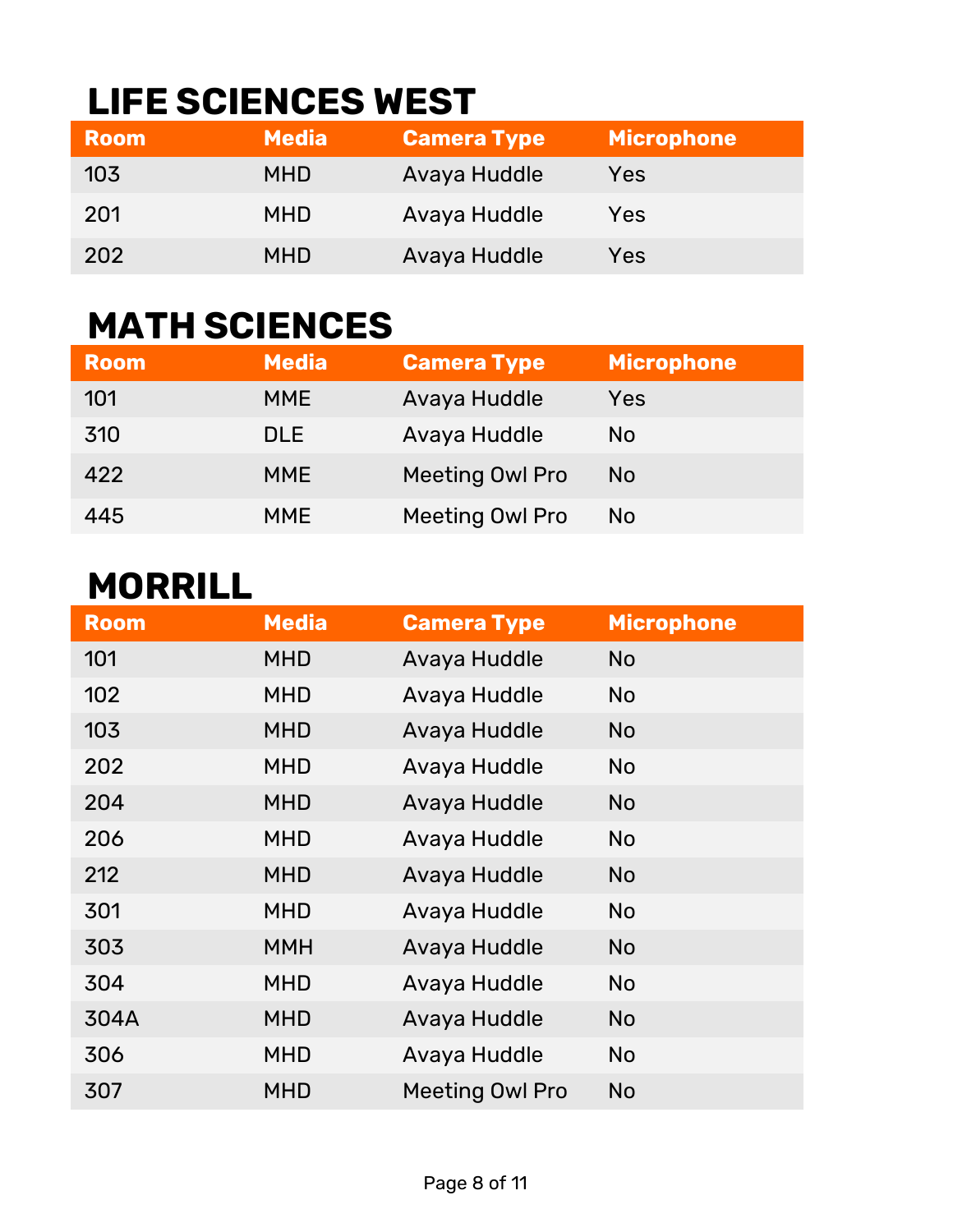# LIFE SCIENCES WEST

| Room | Media | Camera Type | Microphone |
|---|---|---|---|
| 103 | MHD | Avaya Huddle | Yes |
| 201 | MHD | Avaya Huddle | Yes |
| 202 | MHD | Avaya Huddle | Yes |

# MATH SCIENCES

| Room | Media | Camera Type | Microphone |
|---|---|---|---|
| 101 | MME | Avaya Huddle | Yes |
| 310 | DLE | Avaya Huddle | No |
| 422 | MME | Meeting Owl Pro | No |
| 445 | MME | Meeting Owl Pro | No |

# MORRILL

| Room | Media | Camera Type | Microphone |
|---|---|---|---|
| 101 | MHD | Avaya Huddle | No |
| 102 | MHD | Avaya Huddle | No |
| 103 | MHD | Avaya Huddle | No |
| 202 | MHD | Avaya Huddle | No |
| 204 | MHD | Avaya Huddle | No |
| 206 | MHD | Avaya Huddle | No |
| 212 | MHD | Avaya Huddle | No |
| 301 | MHD | Avaya Huddle | No |
| 303 | MMH | Avaya Huddle | No |
| 304 | MHD | Avaya Huddle | No |
| 304A | MHD | Avaya Huddle | No |
| 306 | MHD | Avaya Huddle | No |
| 307 | MHD | Meeting Owl Pro | No |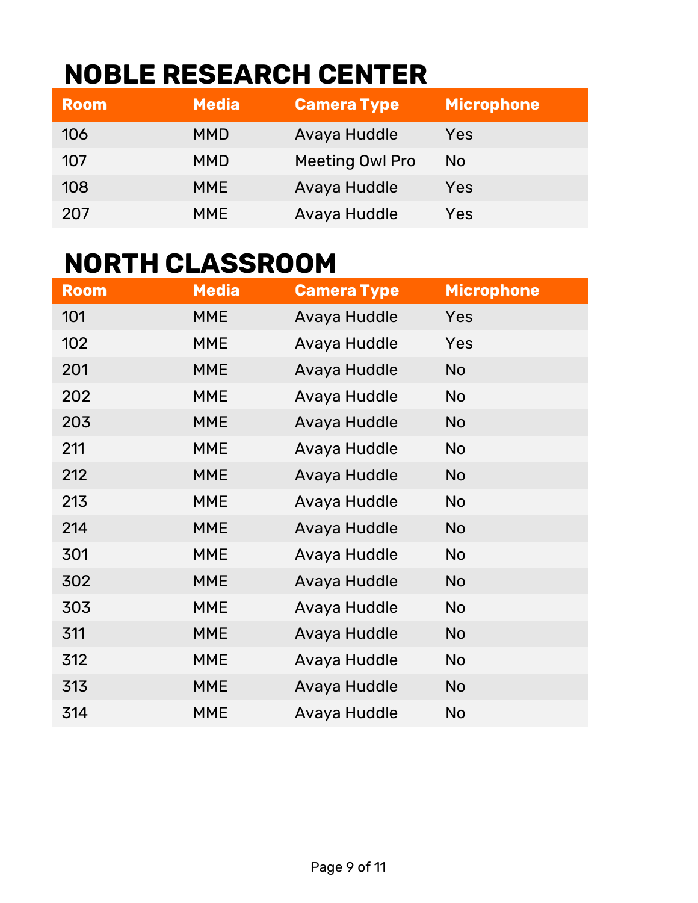# NOBLE RESEARCH CENTER

| Room | Media | Camera Type | Microphone |
| --- | --- | --- | --- |
| 106 | MMD | Avaya Huddle | Yes |
| 107 | MMD | Meeting Owl Pro | No |
| 108 | MME | Avaya Huddle | Yes |
| 207 | MME | Avaya Huddle | Yes |

# NORTH CLASSROOM

| Room | Media | Camera Type | Microphone |
| --- | --- | --- | --- |
| 101 | MME | Avaya Huddle | Yes |
| 102 | MME | Avaya Huddle | Yes |
| 201 | MME | Avaya Huddle | No |
| 202 | MME | Avaya Huddle | No |
| 203 | MME | Avaya Huddle | No |
| 211 | MME | Avaya Huddle | No |
| 212 | MME | Avaya Huddle | No |
| 213 | MME | Avaya Huddle | No |
| 214 | MME | Avaya Huddle | No |
| 301 | MME | Avaya Huddle | No |
| 302 | MME | Avaya Huddle | No |
| 303 | MME | Avaya Huddle | No |
| 311 | MME | Avaya Huddle | No |
| 312 | MME | Avaya Huddle | No |
| 313 | MME | Avaya Huddle | No |
| 314 | MME | Avaya Huddle | No |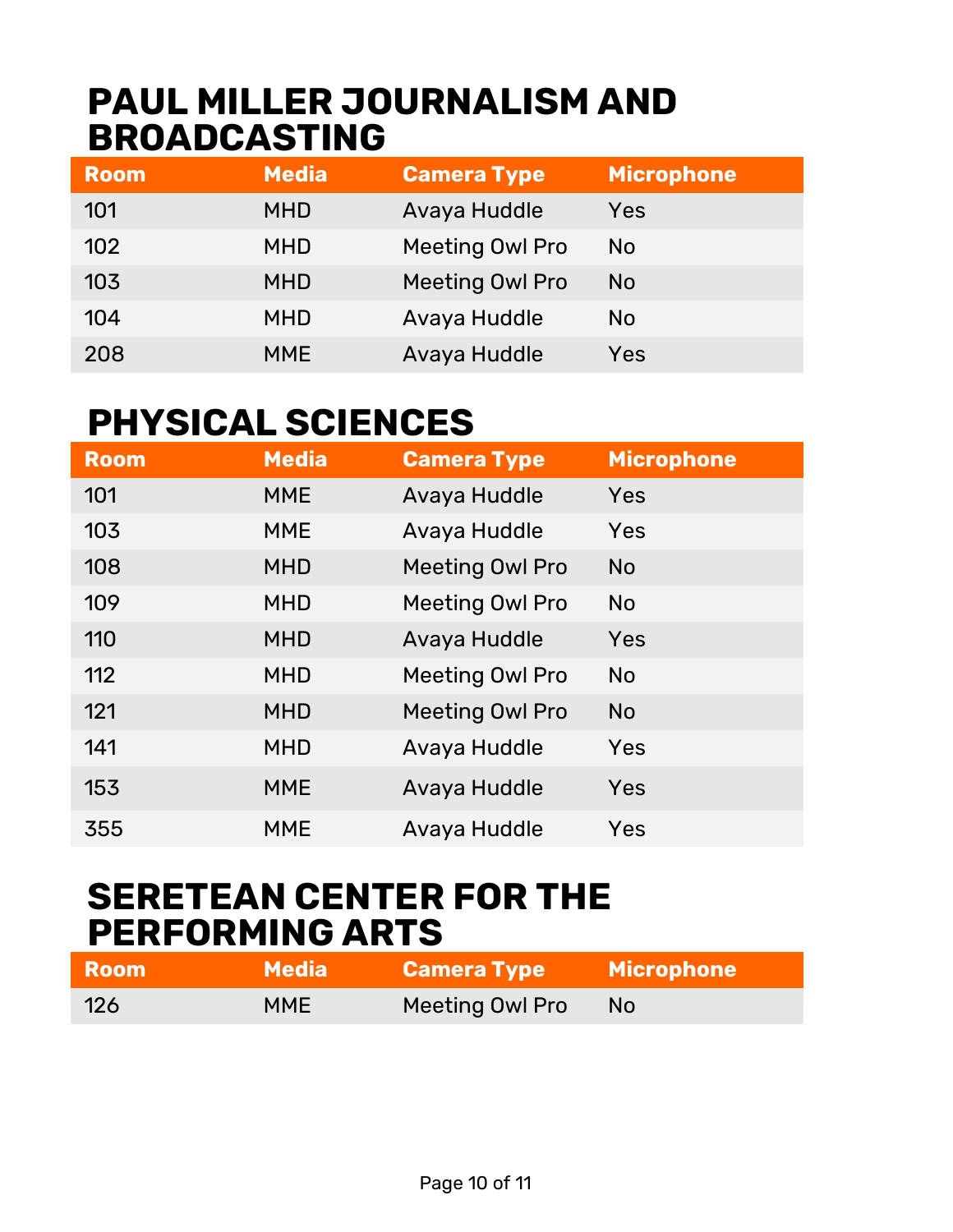# PAUL MILLER JOURNALISM AND BROADCASTING

| Room | Media | Camera Type | Microphone |
|---|---|---|---|
| 101 | MHD | Avaya Huddle | Yes |
| 102 | MHD | Meeting Owl Pro | No |
| 103 | MHD | Meeting Owl Pro | No |
| 104 | MHD | Avaya Huddle | No |
| 208 | MME | Avaya Huddle | Yes |

# PHYSICAL SCIENCES

| Room | Media | Camera Type | Microphone |
|---|---|---|---|
| 101 | MME | Avaya Huddle | Yes |
| 103 | MME | Avaya Huddle | Yes |
| 108 | MHD | Meeting Owl Pro | No |
| 109 | MHD | Meeting Owl Pro | No |
| 110 | MHD | Avaya Huddle | Yes |
| 112 | MHD | Meeting Owl Pro | No |
| 121 | MHD | Meeting Owl Pro | No |
| 141 | MHD | Avaya Huddle | Yes |
| 153 | MME | Avaya Huddle | Yes |
| 355 | MME | Avaya Huddle | Yes |

# SERETEAN CENTER FOR THE PERFORMING ARTS

| Room | Media | Camera Type | Microphone |
|---|---|---|---|
| 126 | MME | Meeting Owl Pro | No |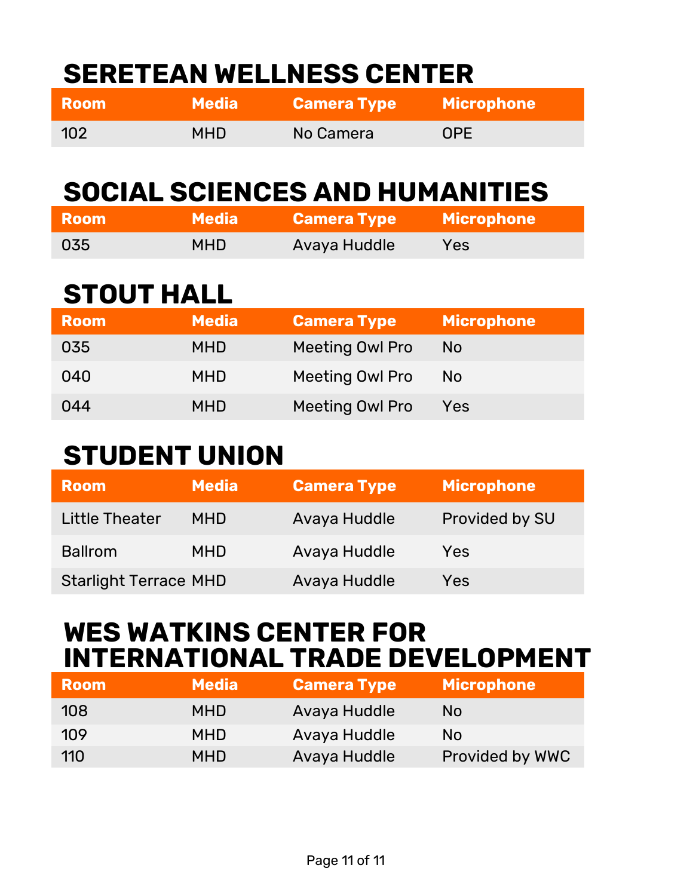# SERETEAN WELLNESS CENTER

| Room | Media | Camera Type | Microphone |
|---|---|---|---|
| 102 | MHD | No Camera | OPE |

# SOCIAL SCIENCES AND HUMANITIES

| Room | Media | Camera Type | Microphone |
|---|---|---|---|
| 035 | MHD | Avaya Huddle | Yes |

# STOUT HALL

| Room | Media | Camera Type | Microphone |
|---|---|---|---|
| 035 | MHD | Meeting Owl Pro | No |
| 040 | MHD | Meeting Owl Pro | No |
| 044 | MHD | Meeting Owl Pro | Yes |

# STUDENT UNION

| Room | Media | Camera Type | Microphone |
|---|---|---|---|
| Little Theater | MHD | Avaya Huddle | Provided by SU |
| Ballrom | MHD | Avaya Huddle | Yes |
| Starlight Terrace | MHD | Avaya Huddle | Yes |

# WES WATKINS CENTER FOR INTERNATIONAL TRADE DEVELOPMENT

| Room | Media | Camera Type | Microphone |
|---|---|---|---|
| 108 | MHD | Avaya Huddle | No |
| 109 | MHD | Avaya Huddle | No |
| 110 | MHD | Avaya Huddle | Provided by WWC |